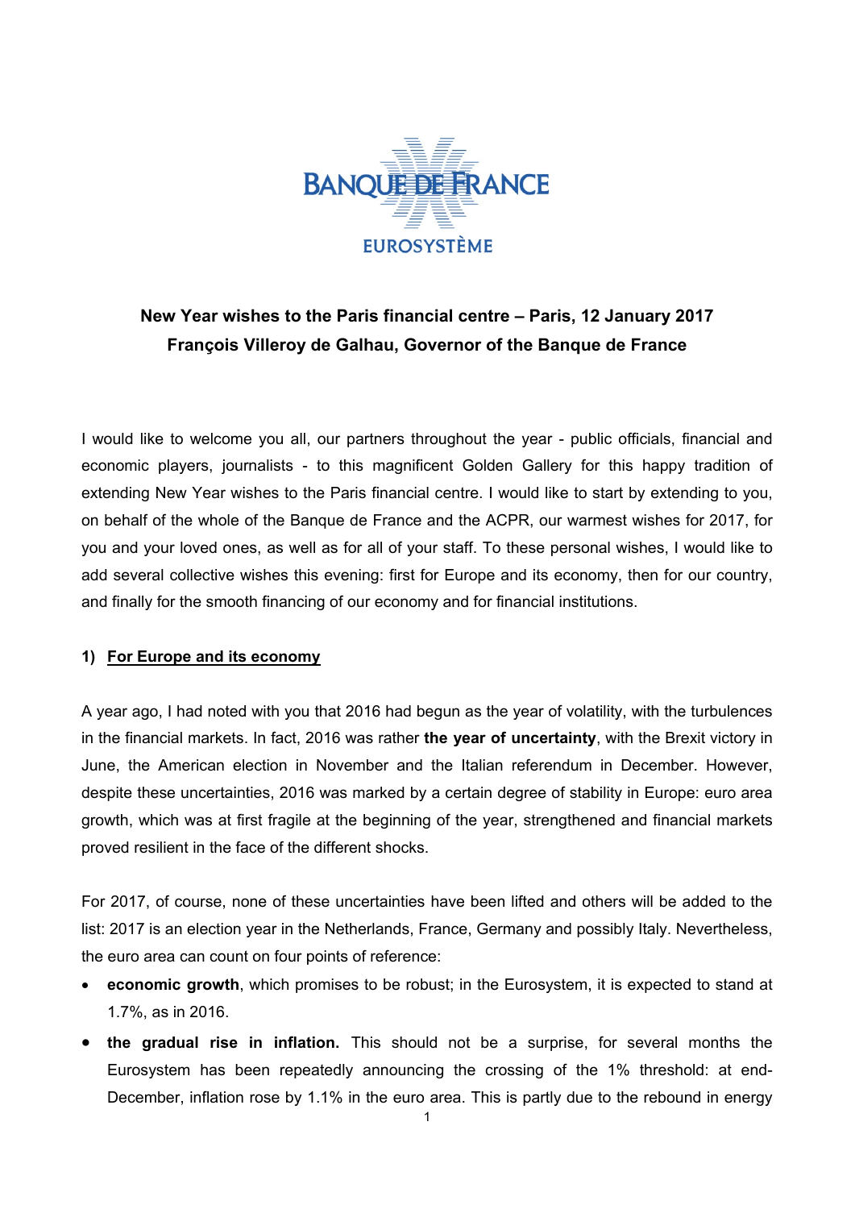**New Year wishes to the Paris financial centre – Paris, 12 January 2017**
**François Villeroy de Galhau, Governor of the Banque de France**

I would like to welcome you all, our partners throughout the year - public officials, financial and economic players, journalists - to this magnificent Golden Gallery for this happy tradition of extending New Year wishes to the Paris financial centre. I would like to start by extending to you, on behalf of the whole of the Banque de France and the ACPR, our warmest wishes for 2017, for you and your loved ones, as well as for all of your staff. To these personal wishes, I would like to add several collective wishes this evening: first for Europe and its economy, then for our country, and finally for the smooth financing of our economy and for financial institutions.

## 1) For Europe and its economy

A year ago, I had noted with you that 2016 had begun as the year of volatility, with the turbulences in the financial markets. In fact, 2016 was rather **the year of uncertainty**, with the Brexit victory in June, the American election in November and the Italian referendum in December. However, despite these uncertainties, 2016 was marked by a certain degree of stability in Europe: euro area growth, which was at first fragile at the beginning of the year, strengthened and financial markets proved resilient in the face of the different shocks.

For 2017, of course, none of these uncertainties have been lifted and others will be added to the list: 2017 is an election year in the Netherlands, France, Germany and possibly Italy. Nevertheless, the euro area can count on four points of reference:

- **economic growth**, which promises to be robust; in the Eurosystem, it is expected to stand at 1.7%, as in 2016.
- **the gradual rise in inflation.** This should not be a surprise, for several months the Eurosystem has been repeatedly announcing the crossing of the 1% threshold: at end-December, inflation rose by 1.1% in the euro area. This is partly due to the rebound in energy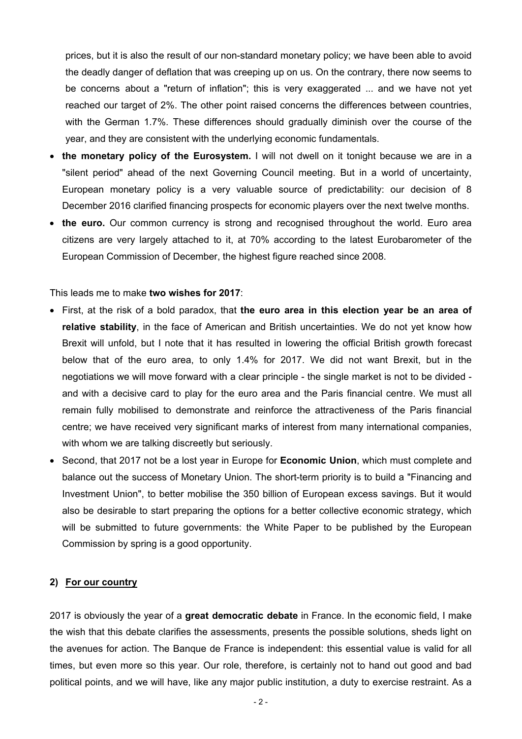prices, but it is also the result of our non-standard monetary policy; we have been able to avoid the deadly danger of deflation that was creeping up on us. On the contrary, there now seems to be concerns about a "return of inflation"; this is very exaggerated ... and we have not yet reached our target of 2%. The other point raised concerns the differences between countries, with the German 1.7%. These differences should gradually diminish over the course of the year, and they are consistent with the underlying economic fundamentals.

- **the monetary policy of the Eurosystem.** I will not dwell on it tonight because we are in a "silent period" ahead of the next Governing Council meeting. But in a world of uncertainty, European monetary policy is a very valuable source of predictability: our decision of 8 December 2016 clarified financing prospects for economic players over the next twelve months.
- **the euro.** Our common currency is strong and recognised throughout the world. Euro area citizens are very largely attached to it, at 70% according to the latest Eurobarometer of the European Commission of December, the highest figure reached since 2008.

This leads me to make **two wishes for 2017**:

- First, at the risk of a bold paradox, that **the euro area in this election year be an area of relative stability**, in the face of American and British uncertainties. We do not yet know how Brexit will unfold, but I note that it has resulted in lowering the official British growth forecast below that of the euro area, to only 1.4% for 2017. We did not want Brexit, but in the negotiations we will move forward with a clear principle - the single market is not to be divided - and with a decisive card to play for the euro area and the Paris financial centre. We must all remain fully mobilised to demonstrate and reinforce the attractiveness of the Paris financial centre; we have received very significant marks of interest from many international companies, with whom we are talking discreetly but seriously.
- Second, that 2017 not be a lost year in Europe for **Economic Union**, which must complete and balance out the success of Monetary Union. The short-term priority is to build a "Financing and Investment Union", to better mobilise the 350 billion of European excess savings. But it would also be desirable to start preparing the options for a better collective economic strategy, which will be submitted to future governments: the White Paper to be published by the European Commission by spring is a good opportunity.

## 2) <u>For our country</u>

2017 is obviously the year of a **great democratic debate** in France. In the economic field, I make the wish that this debate clarifies the assessments, presents the possible solutions, sheds light on the avenues for action. The Banque de France is independent: this essential value is valid for all times, but even more so this year. Our role, therefore, is certainly not to hand out good and bad political points, and we will have, like any major public institution, a duty to exercise restraint. As a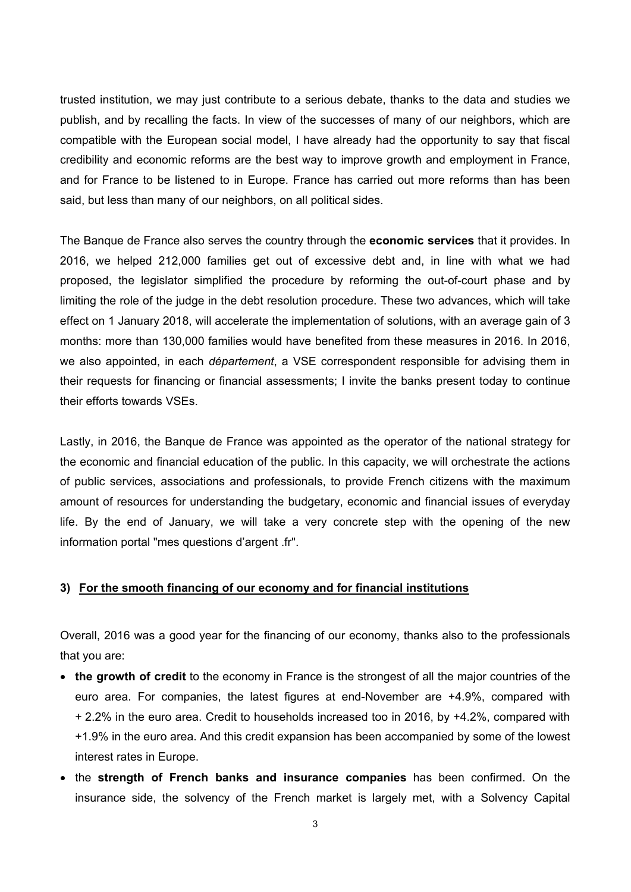trusted institution, we may just contribute to a serious debate, thanks to the data and studies we publish, and by recalling the facts. In view of the successes of many of our neighbors, which are compatible with the European social model, I have already had the opportunity to say that fiscal credibility and economic reforms are the best way to improve growth and employment in France, and for France to be listened to in Europe. France has carried out more reforms than has been said, but less than many of our neighbors, on all political sides.

The Banque de France also serves the country through the **economic services** that it provides. In 2016, we helped 212,000 families get out of excessive debt and, in line with what we had proposed, the legislator simplified the procedure by reforming the out-of-court phase and by limiting the role of the judge in the debt resolution procedure. These two advances, which will take effect on 1 January 2018, will accelerate the implementation of solutions, with an average gain of 3 months: more than 130,000 families would have benefited from these measures in 2016. In 2016, we also appointed, in each *département*, a VSE correspondent responsible for advising them in their requests for financing or financial assessments; I invite the banks present today to continue their efforts towards VSEs.

Lastly, in 2016, the Banque de France was appointed as the operator of the national strategy for the economic and financial education of the public. In this capacity, we will orchestrate the actions of public services, associations and professionals, to provide French citizens with the maximum amount of resources for understanding the budgetary, economic and financial issues of everyday life. By the end of January, we will take a very concrete step with the opening of the new information portal "mes questions d'argent .fr".

### 3) For the smooth financing of our economy and for financial institutions

Overall, 2016 was a good year for the financing of our economy, thanks also to the professionals that you are:

- **the growth of credit** to the economy in France is the strongest of all the major countries of the euro area. For companies, the latest figures at end-November are +4.9%, compared with + 2.2% in the euro area. Credit to households increased too in 2016, by +4.2%, compared with +1.9% in the euro area. And this credit expansion has been accompanied by some of the lowest interest rates in Europe.
- the **strength of French banks and insurance companies** has been confirmed. On the insurance side, the solvency of the French market is largely met, with a Solvency Capital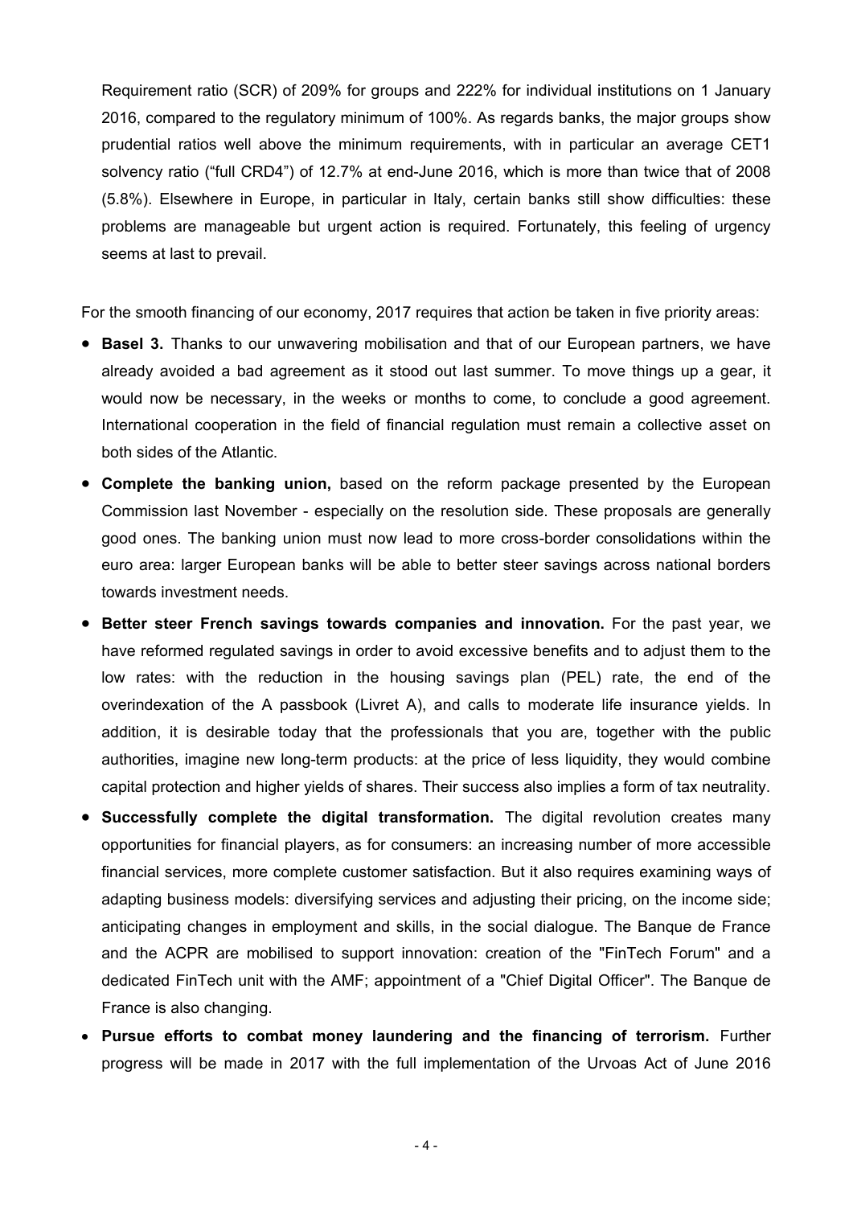Requirement ratio (SCR) of 209% for groups and 222% for individual institutions on 1 January 2016, compared to the regulatory minimum of 100%. As regards banks, the major groups show prudential ratios well above the minimum requirements, with in particular an average CET1 solvency ratio ("full CRD4") of 12.7% at end-June 2016, which is more than twice that of 2008 (5.8%). Elsewhere in Europe, in particular in Italy, certain banks still show difficulties: these problems are manageable but urgent action is required. Fortunately, this feeling of urgency seems at last to prevail.

For the smooth financing of our economy, 2017 requires that action be taken in five priority areas:

- **Basel 3.** Thanks to our unwavering mobilisation and that of our European partners, we have already avoided a bad agreement as it stood out last summer. To move things up a gear, it would now be necessary, in the weeks or months to come, to conclude a good agreement. International cooperation in the field of financial regulation must remain a collective asset on both sides of the Atlantic.
- **Complete the banking union,** based on the reform package presented by the European Commission last November - especially on the resolution side. These proposals are generally good ones. The banking union must now lead to more cross-border consolidations within the euro area: larger European banks will be able to better steer savings across national borders towards investment needs.
- **Better steer French savings towards companies and innovation.** For the past year, we have reformed regulated savings in order to avoid excessive benefits and to adjust them to the low rates: with the reduction in the housing savings plan (PEL) rate, the end of the overindexation of the A passbook (Livret A), and calls to moderate life insurance yields. In addition, it is desirable today that the professionals that you are, together with the public authorities, imagine new long-term products: at the price of less liquidity, they would combine capital protection and higher yields of shares. Their success also implies a form of tax neutrality.
- **Successfully complete the digital transformation.** The digital revolution creates many opportunities for financial players, as for consumers: an increasing number of more accessible financial services, more complete customer satisfaction. But it also requires examining ways of adapting business models: diversifying services and adjusting their pricing, on the income side; anticipating changes in employment and skills, in the social dialogue. The Banque de France and the ACPR are mobilised to support innovation: creation of the "FinTech Forum" and a dedicated FinTech unit with the AMF; appointment of a "Chief Digital Officer". The Banque de France is also changing.
- **Pursue efforts to combat money laundering and the financing of terrorism.** Further progress will be made in 2017 with the full implementation of the Urvoas Act of June 2016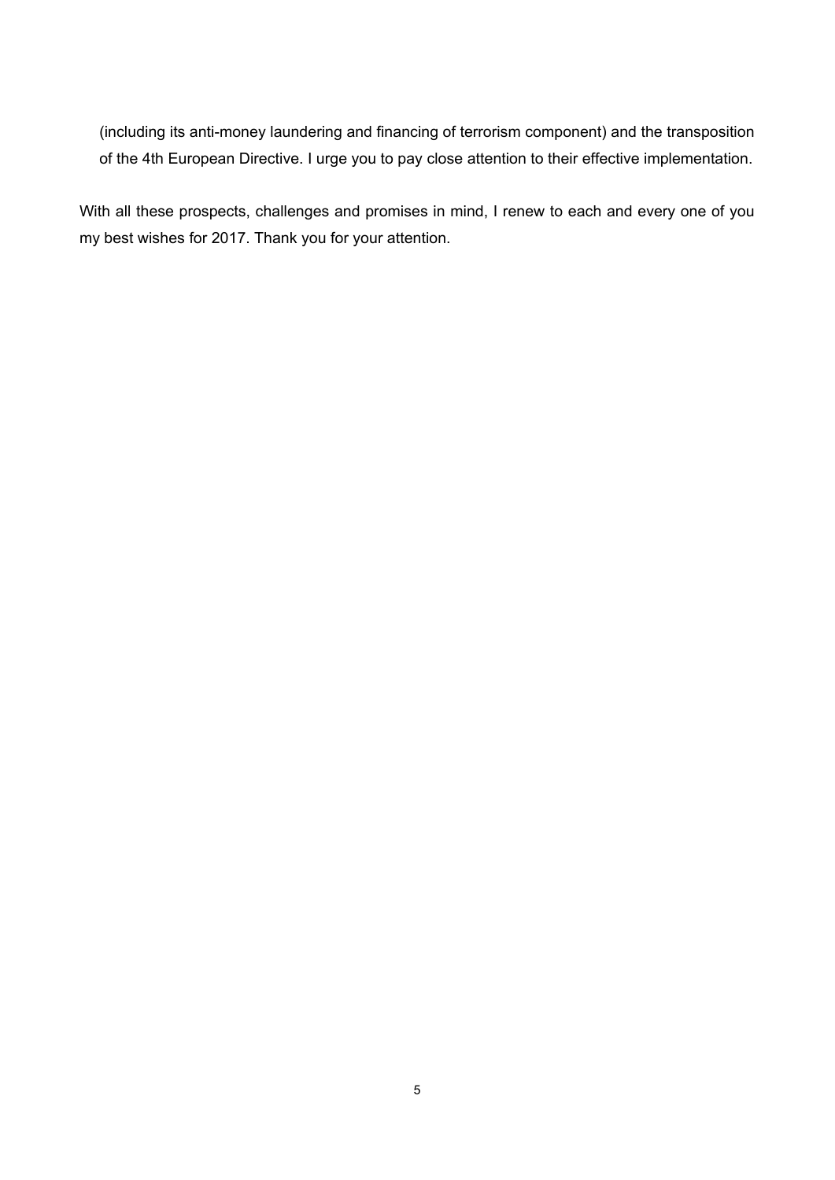(including its anti-money laundering and financing of terrorism component) and the transposition of the 4th European Directive. I urge you to pay close attention to their effective implementation.

With all these prospects, challenges and promises in mind, I renew to each and every one of you my best wishes for 2017. Thank you for your attention.